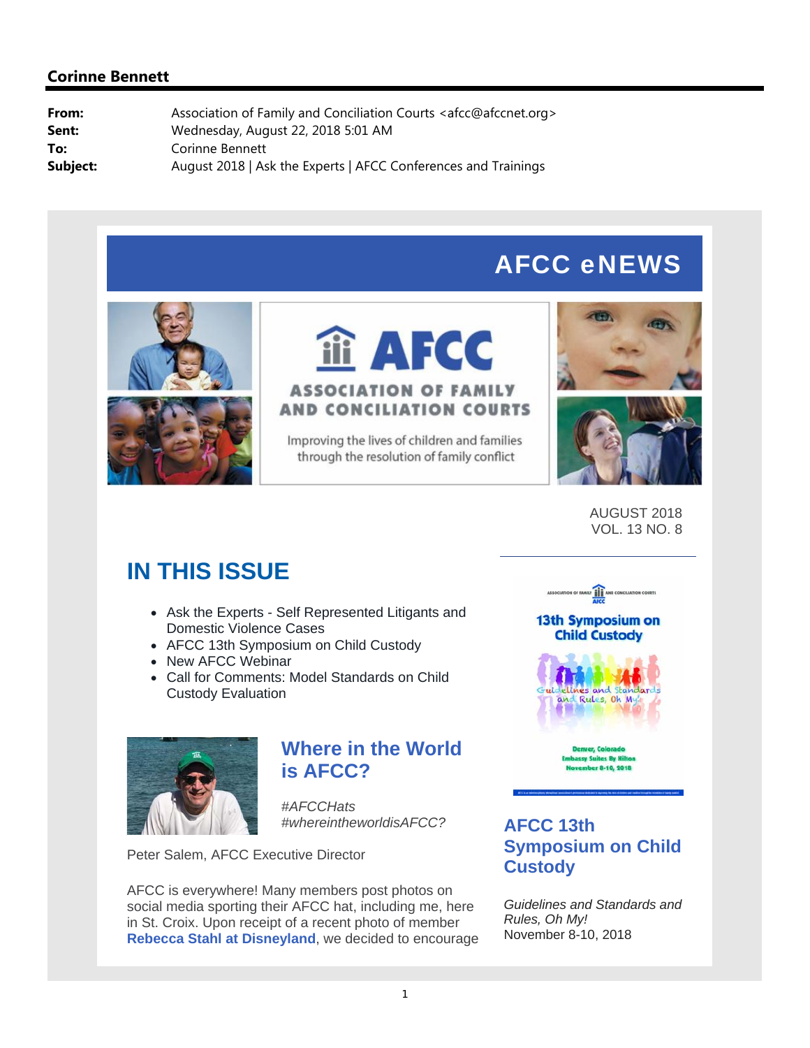**Corinne Bennett**

**From:** Association of Family and Conciliation Courts <afcc@afccnet.org>
**Sent:** Wednesday, August 22, 2018 5:01 AM
**To:** Corinne Bennett
**Subject:** August 2018 | Ask the Experts | AFCC Conferences and Trainings

# AFCC eNEWS

AFCC
ASSOCIATION OF FAMILY AND CONCILIATION COURTS
Improving the lives of children and families through the resolution of family conflict

AUGUST 2018
VOL. 13 NO. 8

## IN THIS ISSUE

- Ask the Experts - Self Represented Litigants and Domestic Violence Cases
- AFCC 13th Symposium on Child Custody
- New AFCC Webinar
- Call for Comments: Model Standards on Child Custody Evaluation

## Where in the World is AFCC?

*#AFCCHats*
*#whereintheworldisAFCC?*

Peter Salem, AFCC Executive Director

AFCC is everywhere! Many members post photos on social media sporting their AFCC hat, including me, here in St. Croix. Upon receipt of a recent photo of member **Rebecca Stahl at Disneyland**, we decided to encourage

## AFCC 13th Symposium on Child Custody

*Guidelines and Standards and Rules, Oh My!*
November 8-10, 2018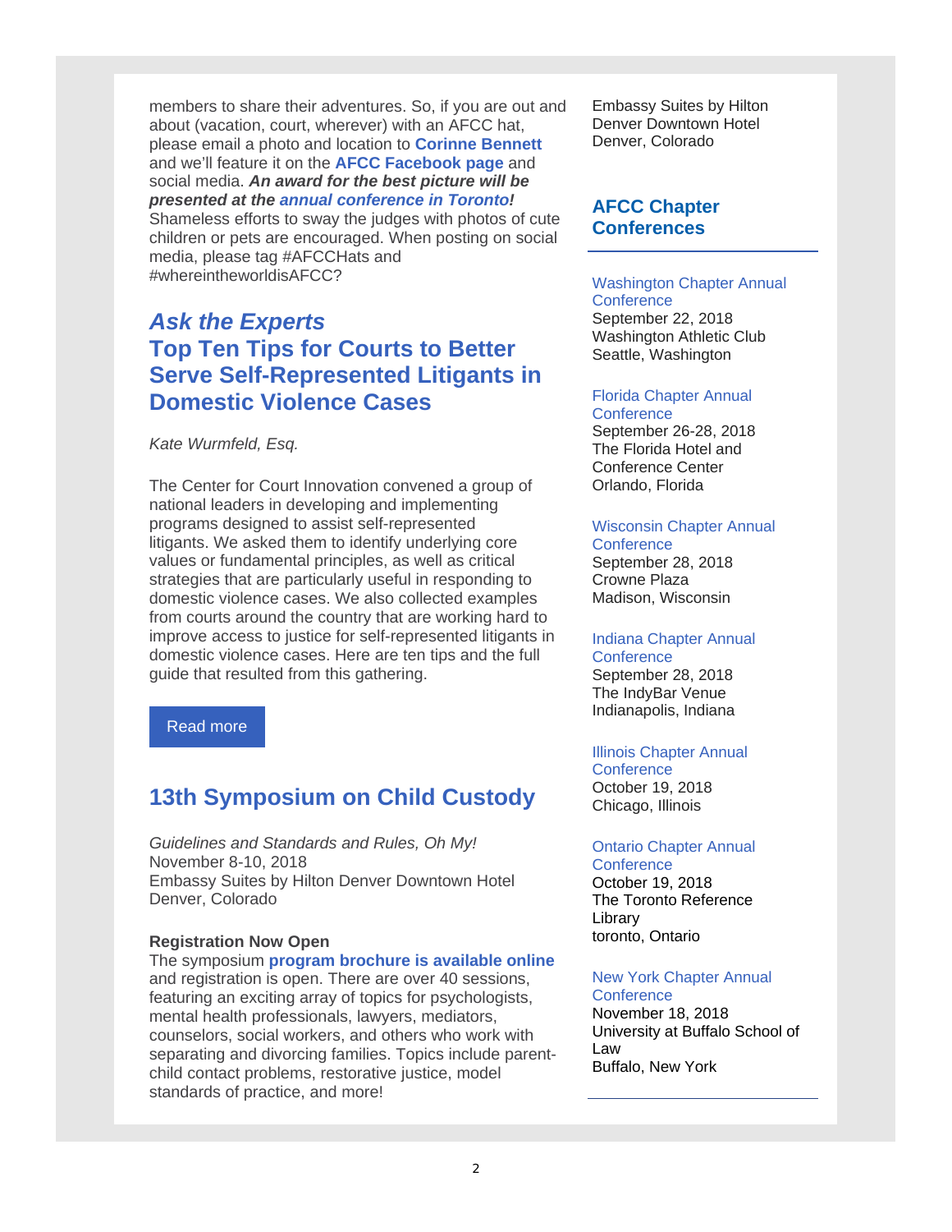members to share their adventures. So, if you are out and about (vacation, court, wherever) with an AFCC hat, please email a photo and location to **Corinne Bennett** and we'll feature it on the **AFCC Facebook page** and social media. ***An award for the best picture will be presented at the annual conference in Toronto!*** Shameless efforts to sway the judges with photos of cute children or pets are encouraged. When posting on social media, please tag #AFCCHats and #whereintheworldisAFCC?

## *Ask the Experts*
## Top Ten Tips for Courts to Better Serve Self-Represented Litigants in Domestic Violence Cases

*Kate Wurmfeld, Esq.*

The Center for Court Innovation convened a group of national leaders in developing and implementing programs designed to assist self-represented litigants. We asked them to identify underlying core values or fundamental principles, as well as critical strategies that are particularly useful in responding to domestic violence cases. We also collected examples from courts around the country that are working hard to improve access to justice for self-represented litigants in domestic violence cases. Here are ten tips and the full guide that resulted from this gathering.

Read more

## 13th Symposium on Child Custody

*Guidelines and Standards and Rules, Oh My!*
November 8-10, 2018
Embassy Suites by Hilton Denver Downtown Hotel
Denver, Colorado

**Registration Now Open**
The symposium **program brochure is available online** and registration is open. There are over 40 sessions, featuring an exciting array of topics for psychologists, mental health professionals, lawyers, mediators, counselors, social workers, and others who work with separating and divorcing families. Topics include parent-child contact problems, restorative justice, model standards of practice, and more!

Embassy Suites by Hilton
Denver Downtown Hotel
Denver, Colorado

## AFCC Chapter Conferences

Washington Chapter Annual Conference
September 22, 2018
Washington Athletic Club
Seattle, Washington

Florida Chapter Annual Conference
September 26-28, 2018
The Florida Hotel and Conference Center
Orlando, Florida

Wisconsin Chapter Annual Conference
September 28, 2018
Crowne Plaza
Madison, Wisconsin

Indiana Chapter Annual Conference
September 28, 2018
The IndyBar Venue
Indianapolis, Indiana

Illinois Chapter Annual Conference
October 19, 2018
Chicago, Illinois

Ontario Chapter Annual Conference
October 19, 2018
The Toronto Reference Library
toronto, Ontario

New York Chapter Annual Conference
November 18, 2018
University at Buffalo School of Law
Buffalo, New York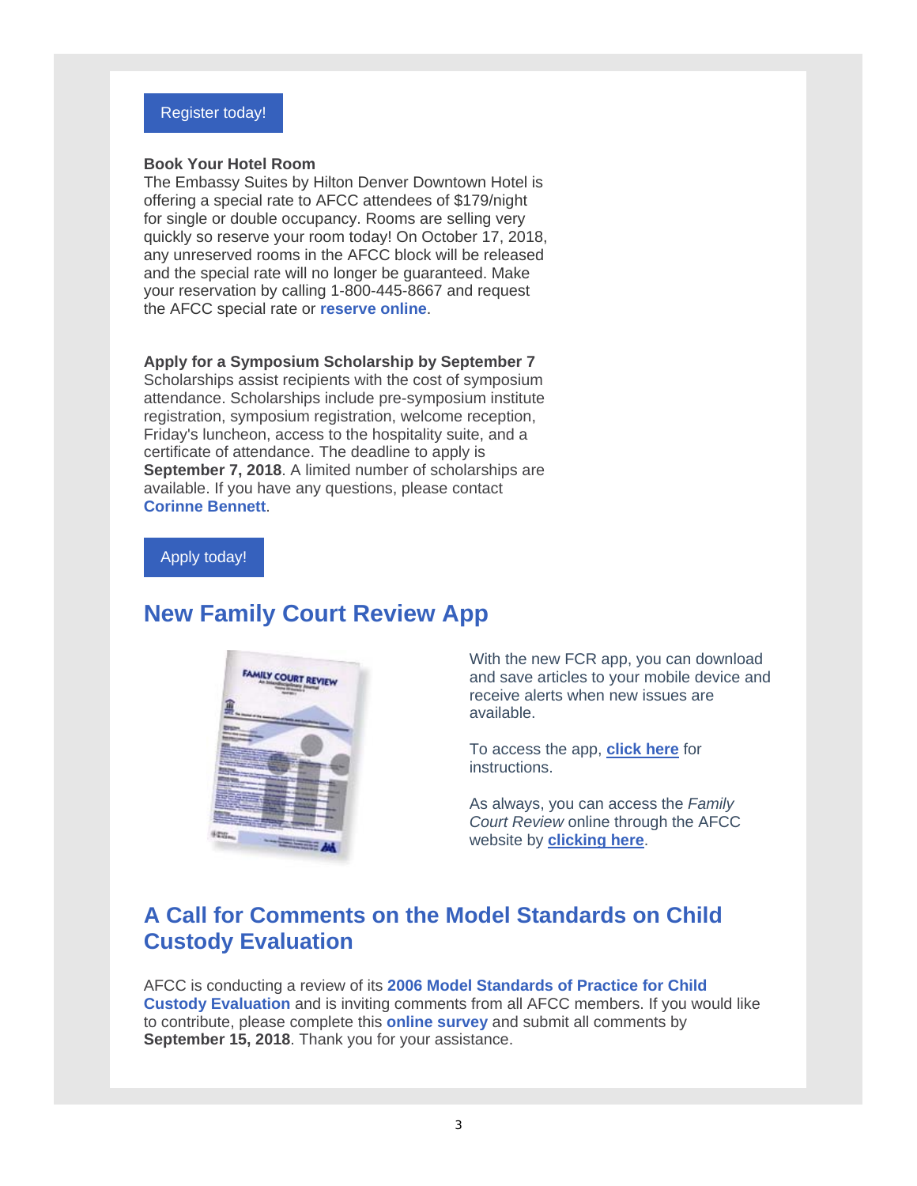Register today!

**Book Your Hotel Room**
The Embassy Suites by Hilton Denver Downtown Hotel is offering a special rate to AFCC attendees of $179/night for single or double occupancy. Rooms are selling very quickly so reserve your room today! On October 17, 2018, any unreserved rooms in the AFCC block will be released and the special rate will no longer be guaranteed. Make your reservation by calling 1-800-445-8667 and request the AFCC special rate or **reserve online**.

**Apply for a Symposium Scholarship by September 7**
Scholarships assist recipients with the cost of symposium attendance. Scholarships include pre-symposium institute registration, symposium registration, welcome reception, Friday's luncheon, access to the hospitality suite, and a certificate of attendance. The deadline to apply is **September 7, 2018**. A limited number of scholarships are available. If you have any questions, please contact **Corinne Bennett**.

Apply today!

## New Family Court Review App

With the new FCR app, you can download and save articles to your mobile device and receive alerts when new issues are available.

To access the app, **click here** for instructions.

As always, you can access the *Family Court Review* online through the AFCC website by **clicking here**.

## A Call for Comments on the Model Standards on Child Custody Evaluation

AFCC is conducting a review of its **2006 Model Standards of Practice for Child Custody Evaluation** and is inviting comments from all AFCC members. If you would like to contribute, please complete this **online survey** and submit all comments by **September 15, 2018**. Thank you for your assistance.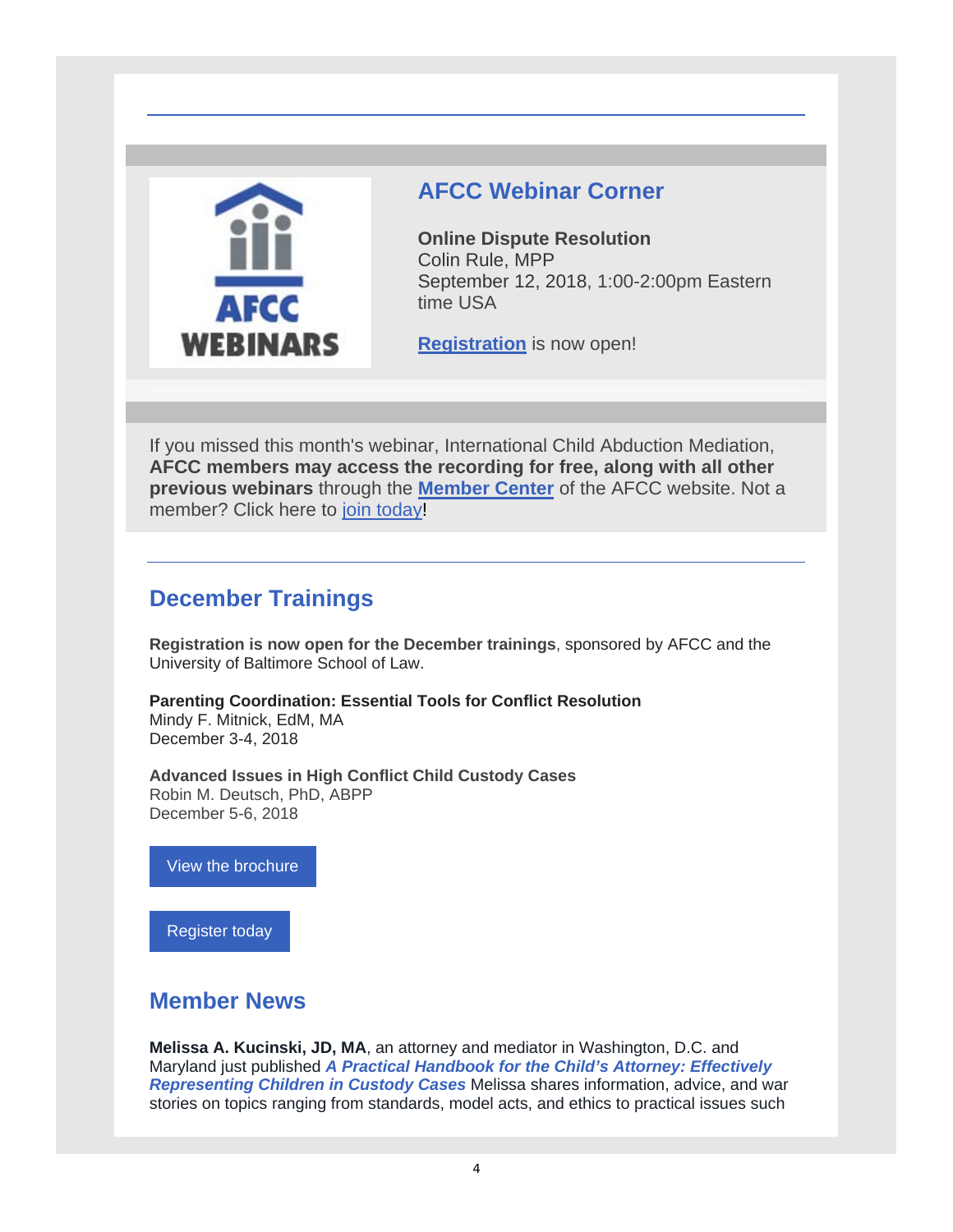## AFCC Webinar Corner

**Online Dispute Resolution**
Colin Rule, MPP
September 12, 2018, 1:00-2:00pm Eastern time USA

**Registration** is now open!

If you missed this month's webinar, International Child Abduction Mediation, **AFCC members may access the recording for free, along with all other previous webinars** through the **Member Center** of the AFCC website. Not a member? Click here to join today!

## December Trainings

**Registration is now open for the December trainings**, sponsored by AFCC and the University of Baltimore School of Law.

**Parenting Coordination: Essential Tools for Conflict Resolution**
Mindy F. Mitnick, EdM, MA
December 3-4, 2018

**Advanced Issues in High Conflict Child Custody Cases**
Robin M. Deutsch, PhD, ABPP
December 5-6, 2018

View the brochure

Register today

## Member News

**Melissa A. Kucinski, JD, MA**, an attorney and mediator in Washington, D.C. and Maryland just published ***A Practical Handbook for the Child's Attorney: Effectively Representing Children in Custody Cases*** Melissa shares information, advice, and war stories on topics ranging from standards, model acts, and ethics to practical issues such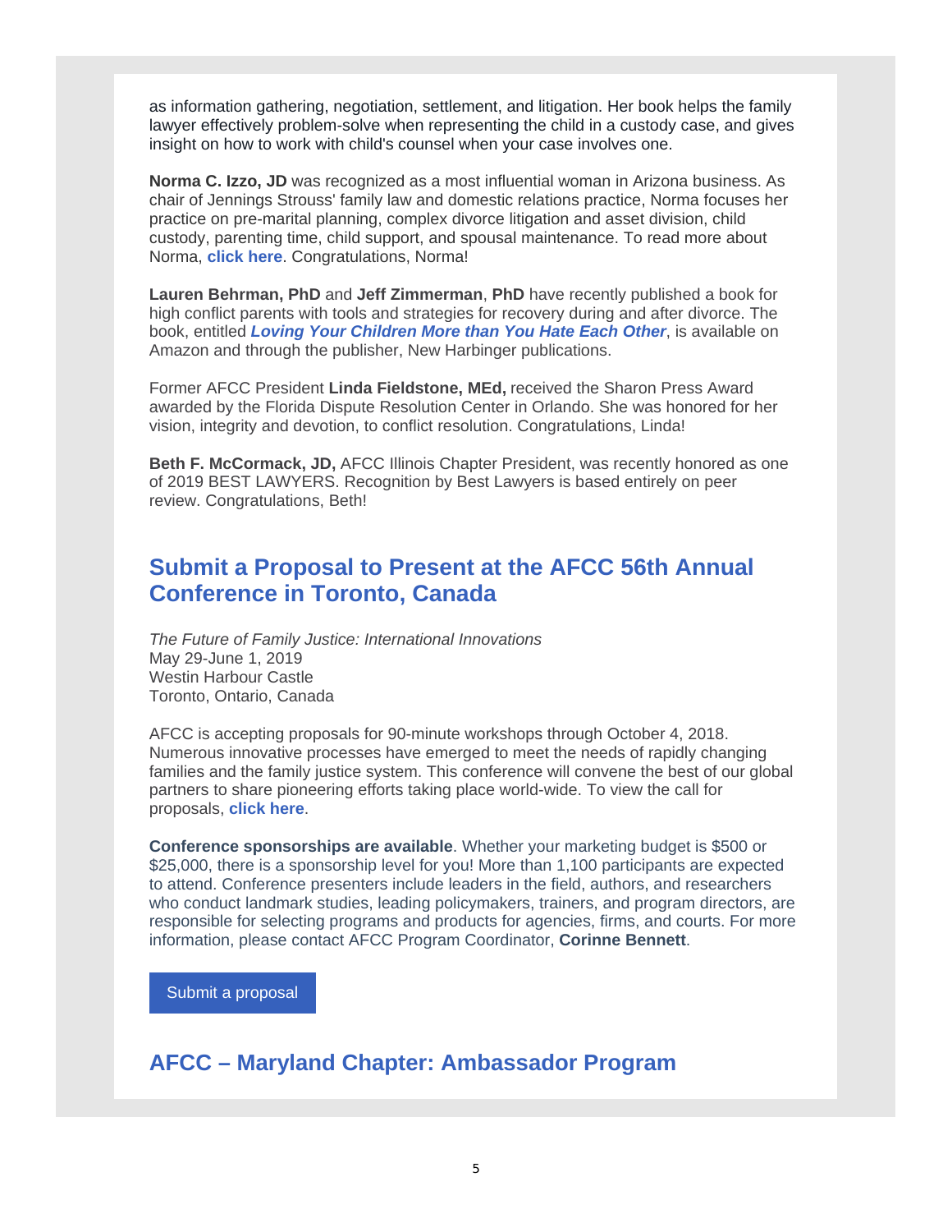as information gathering, negotiation, settlement, and litigation. Her book helps the family lawyer effectively problem-solve when representing the child in a custody case, and gives insight on how to work with child's counsel when your case involves one.

**Norma C. Izzo, JD** was recognized as a most influential woman in Arizona business. As chair of Jennings Strouss' family law and domestic relations practice, Norma focuses her practice on pre-marital planning, complex divorce litigation and asset division, child custody, parenting time, child support, and spousal maintenance. To read more about Norma, **click here**. Congratulations, Norma!

**Lauren Behrman, PhD** and **Jeff Zimmerman**, **PhD** have recently published a book for high conflict parents with tools and strategies for recovery during and after divorce. The book, entitled ***Loving Your Children More than You Hate Each Other***, is available on Amazon and through the publisher, New Harbinger publications.

Former AFCC President **Linda Fieldstone, MEd,** received the Sharon Press Award awarded by the Florida Dispute Resolution Center in Orlando. She was honored for her vision, integrity and devotion, to conflict resolution. Congratulations, Linda!

**Beth F. McCormack, JD,** AFCC Illinois Chapter President, was recently honored as one of 2019 BEST LAWYERS. Recognition by Best Lawyers is based entirely on peer review. Congratulations, Beth!

## Submit a Proposal to Present at the AFCC 56th Annual Conference in Toronto, Canada

*The Future of Family Justice: International Innovations*
May 29-June 1, 2019
Westin Harbour Castle
Toronto, Ontario, Canada

AFCC is accepting proposals for 90-minute workshops through October 4, 2018. Numerous innovative processes have emerged to meet the needs of rapidly changing families and the family justice system. This conference will convene the best of our global partners to share pioneering efforts taking place world-wide. To view the call for proposals, **click here**.

**Conference sponsorships are available**. Whether your marketing budget is $500 or $25,000, there is a sponsorship level for you! More than 1,100 participants are expected to attend. Conference presenters include leaders in the field, authors, and researchers who conduct landmark studies, leading policymakers, trainers, and program directors, are responsible for selecting programs and products for agencies, firms, and courts. For more information, please contact AFCC Program Coordinator, **Corinne Bennett**.

Submit a proposal

## AFCC – Maryland Chapter: Ambassador Program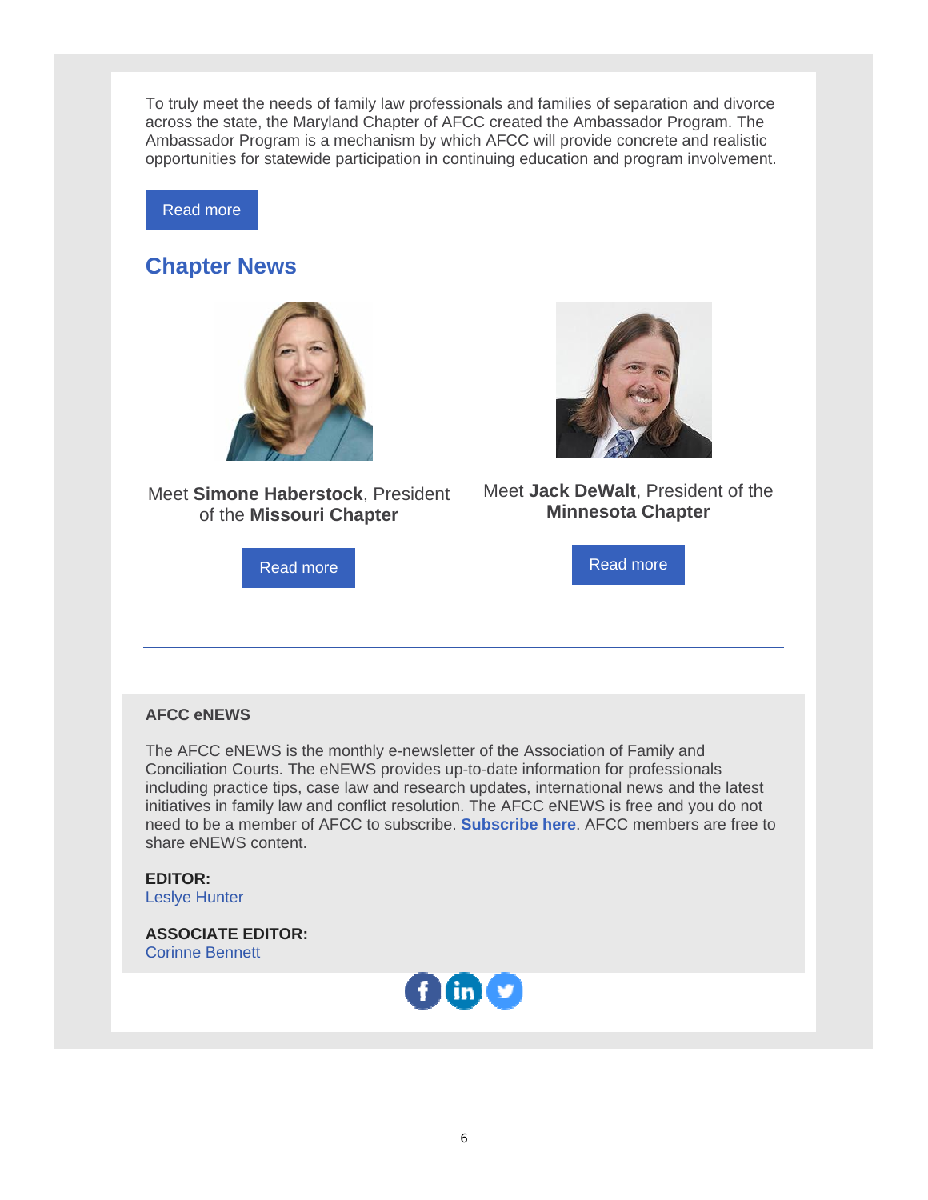To truly meet the needs of family law professionals and families of separation and divorce across the state, the Maryland Chapter of AFCC created the Ambassador Program. The Ambassador Program is a mechanism by which AFCC will provide concrete and realistic opportunities for statewide participation in continuing education and program involvement.

Read more

## Chapter News

Meet **Simone Haberstock**, President of the **Missouri Chapter**

Read more

Meet **Jack DeWalt**, President of the **Minnesota Chapter**

Read more

---

**AFCC eNEWS**

The AFCC eNEWS is the monthly e-newsletter of the Association of Family and Conciliation Courts. The eNEWS provides up-to-date information for professionals including practice tips, case law and research updates, international news and the latest initiatives in family law and conflict resolution. The AFCC eNEWS is free and you do not need to be a member of AFCC to subscribe. **Subscribe here**. AFCC members are free to share eNEWS content.

**EDITOR:**
Leslye Hunter

**ASSOCIATE EDITOR:**
Corinne Bennett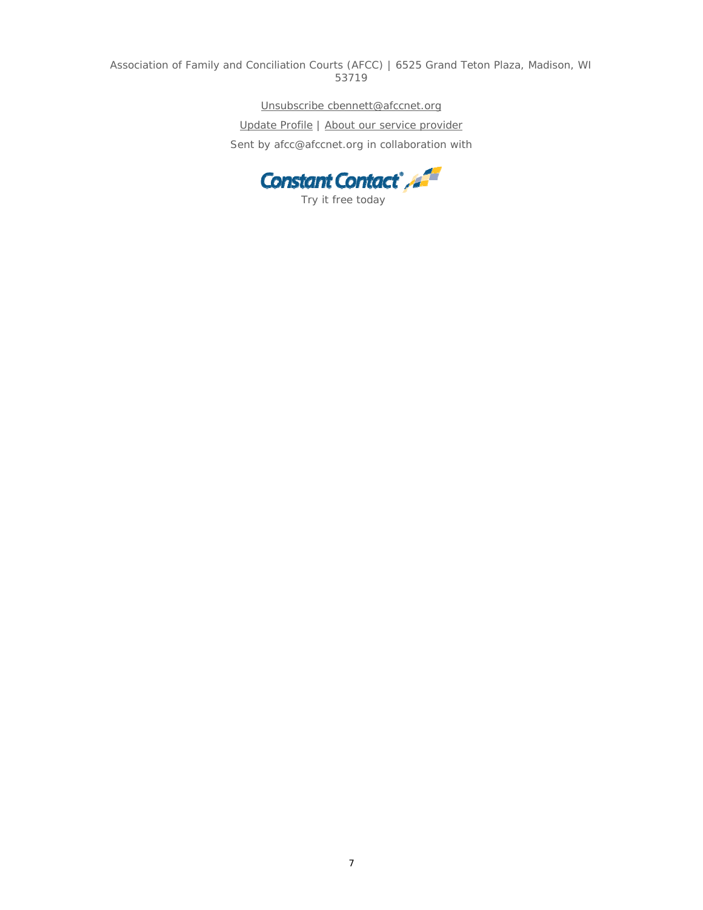Association of Family and Conciliation Courts (AFCC) | 6525 Grand Teton Plaza, Madison, WI 53719

Unsubscribe cbennett@afccnet.org

Update Profile | About our service provider

Sent by afcc@afccnet.org in collaboration with

Constant Contact

Try it free today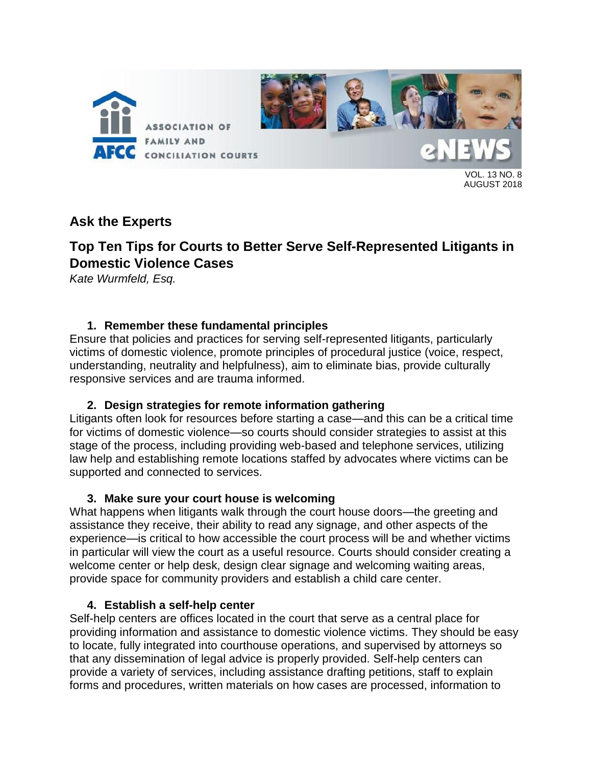## Ask the Experts

## Top Ten Tips for Courts to Better Serve Self-Represented Litigants in Domestic Violence Cases

*Kate Wurmfeld, Esq.*

1. **Remember these fundamental principles**

Ensure that policies and practices for serving self-represented litigants, particularly victims of domestic violence, promote principles of procedural justice (voice, respect, understanding, neutrality and helpfulness), aim to eliminate bias, provide culturally responsive services and are trauma informed.

2. **Design strategies for remote information gathering**

Litigants often look for resources before starting a case—and this can be a critical time for victims of domestic violence—so courts should consider strategies to assist at this stage of the process, including providing web-based and telephone services, utilizing law help and establishing remote locations staffed by advocates where victims can be supported and connected to services.

3. **Make sure your court house is welcoming**

What happens when litigants walk through the court house doors—the greeting and assistance they receive, their ability to read any signage, and other aspects of the experience—is critical to how accessible the court process will be and whether victims in particular will view the court as a useful resource. Courts should consider creating a welcome center or help desk, design clear signage and welcoming waiting areas, provide space for community providers and establish a child care center.

4. **Establish a self-help center**

Self-help centers are offices located in the court that serve as a central place for providing information and assistance to domestic violence victims. They should be easy to locate, fully integrated into courthouse operations, and supervised by attorneys so that any dissemination of legal advice is properly provided. Self-help centers can provide a variety of services, including assistance drafting petitions, staff to explain forms and procedures, written materials on how cases are processed, information to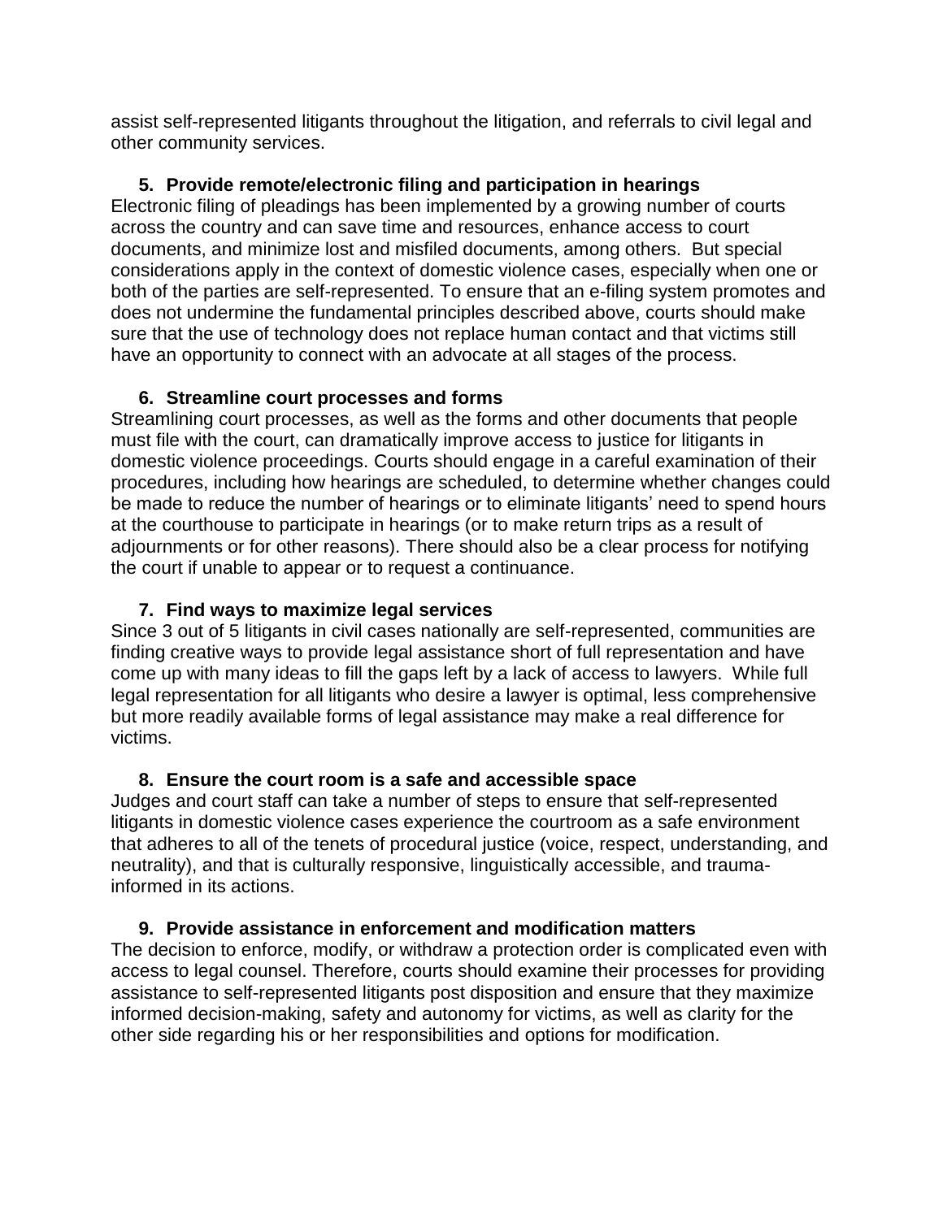assist self-represented litigants throughout the litigation, and referrals to civil legal and other community services.

### 5. Provide remote/electronic filing and participation in hearings

Electronic filing of pleadings has been implemented by a growing number of courts across the country and can save time and resources, enhance access to court documents, and minimize lost and misfiled documents, among others. But special considerations apply in the context of domestic violence cases, especially when one or both of the parties are self-represented. To ensure that an e-filing system promotes and does not undermine the fundamental principles described above, courts should make sure that the use of technology does not replace human contact and that victims still have an opportunity to connect with an advocate at all stages of the process.

### 6. Streamline court processes and forms

Streamlining court processes, as well as the forms and other documents that people must file with the court, can dramatically improve access to justice for litigants in domestic violence proceedings. Courts should engage in a careful examination of their procedures, including how hearings are scheduled, to determine whether changes could be made to reduce the number of hearings or to eliminate litigants' need to spend hours at the courthouse to participate in hearings (or to make return trips as a result of adjournments or for other reasons). There should also be a clear process for notifying the court if unable to appear or to request a continuance.

### 7. Find ways to maximize legal services

Since 3 out of 5 litigants in civil cases nationally are self-represented, communities are finding creative ways to provide legal assistance short of full representation and have come up with many ideas to fill the gaps left by a lack of access to lawyers. While full legal representation for all litigants who desire a lawyer is optimal, less comprehensive but more readily available forms of legal assistance may make a real difference for victims.

### 8. Ensure the court room is a safe and accessible space

Judges and court staff can take a number of steps to ensure that self-represented litigants in domestic violence cases experience the courtroom as a safe environment that adheres to all of the tenets of procedural justice (voice, respect, understanding, and neutrality), and that is culturally responsive, linguistically accessible, and trauma-informed in its actions.

### 9. Provide assistance in enforcement and modification matters

The decision to enforce, modify, or withdraw a protection order is complicated even with access to legal counsel. Therefore, courts should examine their processes for providing assistance to self-represented litigants post disposition and ensure that they maximize informed decision-making, safety and autonomy for victims, as well as clarity for the other side regarding his or her responsibilities and options for modification.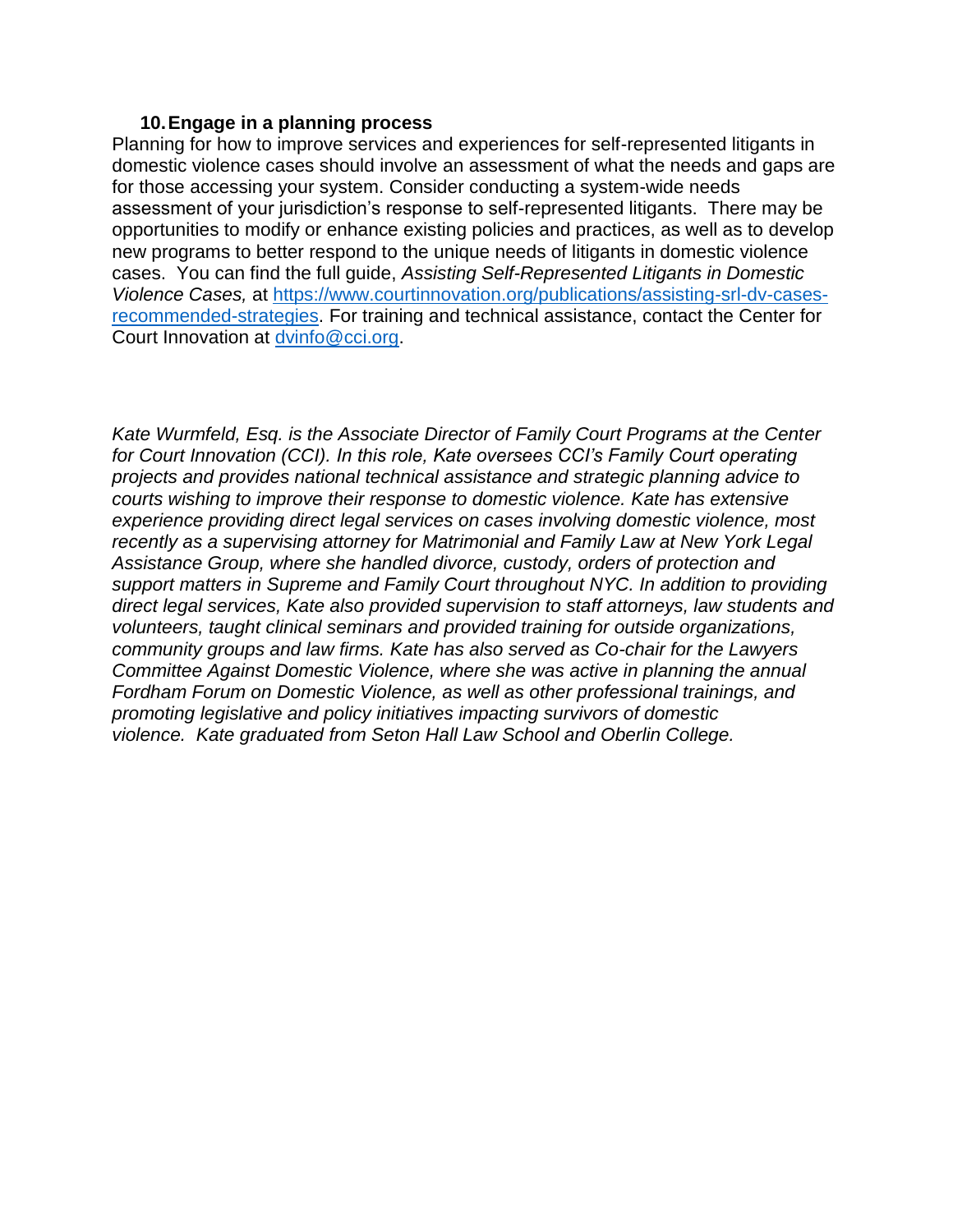### 10. Engage in a planning process

Planning for how to improve services and experiences for self-represented litigants in domestic violence cases should involve an assessment of what the needs and gaps are for those accessing your system. Consider conducting a system-wide needs assessment of your jurisdiction's response to self-represented litigants. There may be opportunities to modify or enhance existing policies and practices, as well as to develop new programs to better respond to the unique needs of litigants in domestic violence cases. You can find the full guide, *Assisting Self-Represented Litigants in Domestic Violence Cases,* at [https://www.courtinnovation.org/publications/assisting-srl-dv-cases-recommended-strategies](https://www.courtinnovation.org/publications/assisting-srl-dv-cases-recommended-strategies). For training and technical assistance, contact the Center for Court Innovation at [dvinfo@cci.org](mailto:dvinfo@cci.org).

*Kate Wurmfeld, Esq. is the Associate Director of Family Court Programs at the Center for Court Innovation (CCI). In this role, Kate oversees CCI's Family Court operating projects and provides national technical assistance and strategic planning advice to courts wishing to improve their response to domestic violence. Kate has extensive experience providing direct legal services on cases involving domestic violence, most recently as a supervising attorney for Matrimonial and Family Law at New York Legal Assistance Group, where she handled divorce, custody, orders of protection and support matters in Supreme and Family Court throughout NYC. In addition to providing direct legal services, Kate also provided supervision to staff attorneys, law students and volunteers, taught clinical seminars and provided training for outside organizations, community groups and law firms. Kate has also served as Co-chair for the Lawyers Committee Against Domestic Violence, where she was active in planning the annual Fordham Forum on Domestic Violence, as well as other professional trainings, and promoting legislative and policy initiatives impacting survivors of domestic violence. Kate graduated from Seton Hall Law School and Oberlin College.*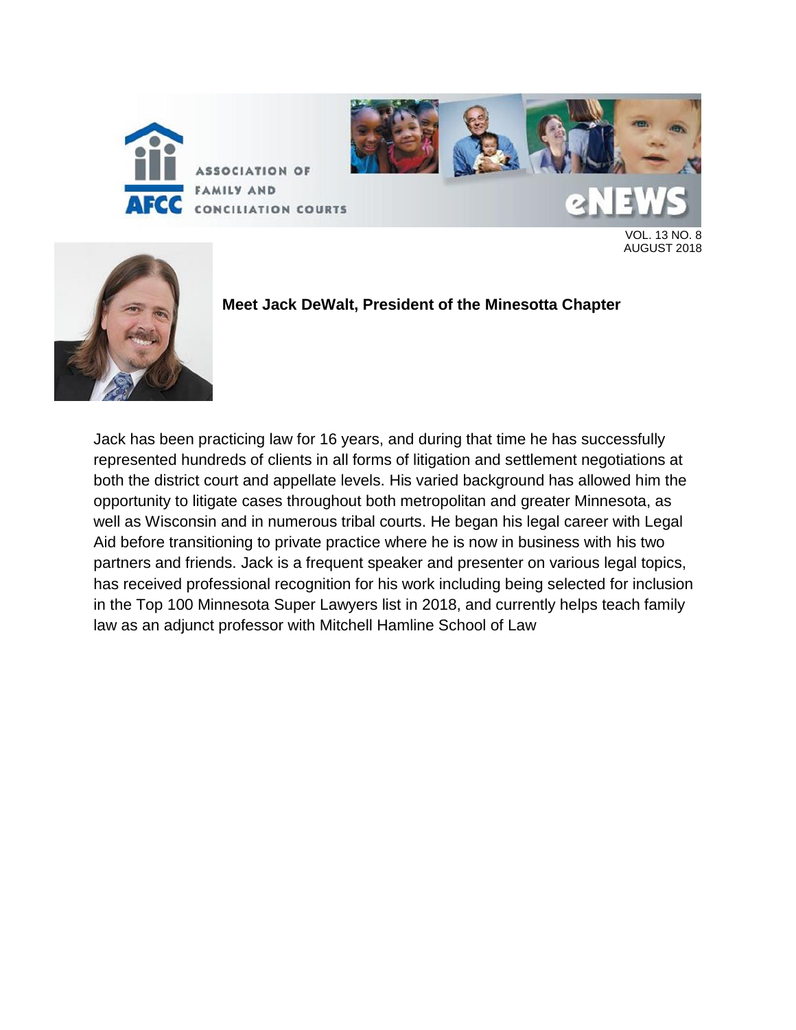## Meet Jack DeWalt, President of the Minesotta Chapter

Jack has been practicing law for 16 years, and during that time he has successfully represented hundreds of clients in all forms of litigation and settlement negotiations at both the district court and appellate levels. His varied background has allowed him the opportunity to litigate cases throughout both metropolitan and greater Minnesota, as well as Wisconsin and in numerous tribal courts. He began his legal career with Legal Aid before transitioning to private practice where he is now in business with his two partners and friends. Jack is a frequent speaker and presenter on various legal topics, has received professional recognition for his work including being selected for inclusion in the Top 100 Minnesota Super Lawyers list in 2018, and currently helps teach family law as an adjunct professor with Mitchell Hamline School of Law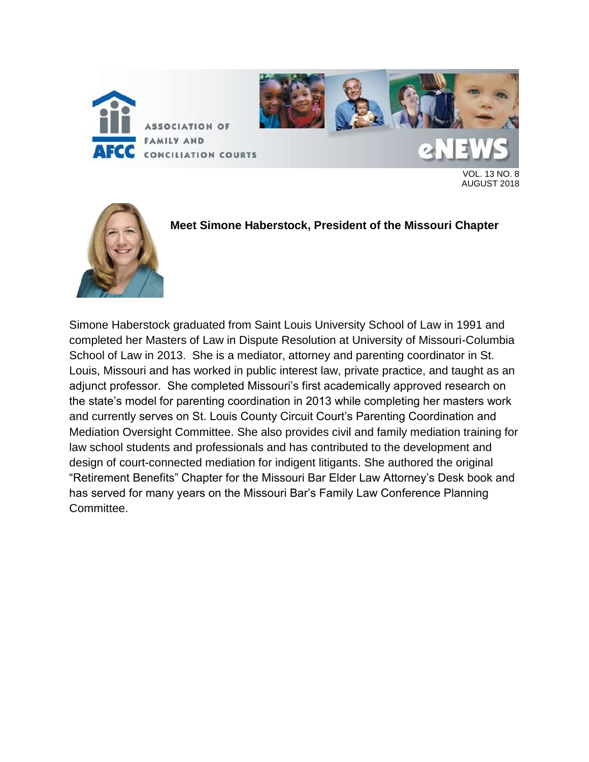## Meet Simone Haberstock, President of the Missouri Chapter

Simone Haberstock graduated from Saint Louis University School of Law in 1991 and completed her Masters of Law in Dispute Resolution at University of Missouri-Columbia School of Law in 2013. She is a mediator, attorney and parenting coordinator in St. Louis, Missouri and has worked in public interest law, private practice, and taught as an adjunct professor. She completed Missouri's first academically approved research on the state's model for parenting coordination in 2013 while completing her masters work and currently serves on St. Louis County Circuit Court's Parenting Coordination and Mediation Oversight Committee. She also provides civil and family mediation training for law school students and professionals and has contributed to the development and design of court-connected mediation for indigent litigants. She authored the original "Retirement Benefits" Chapter for the Missouri Bar Elder Law Attorney's Desk book and has served for many years on the Missouri Bar's Family Law Conference Planning Committee.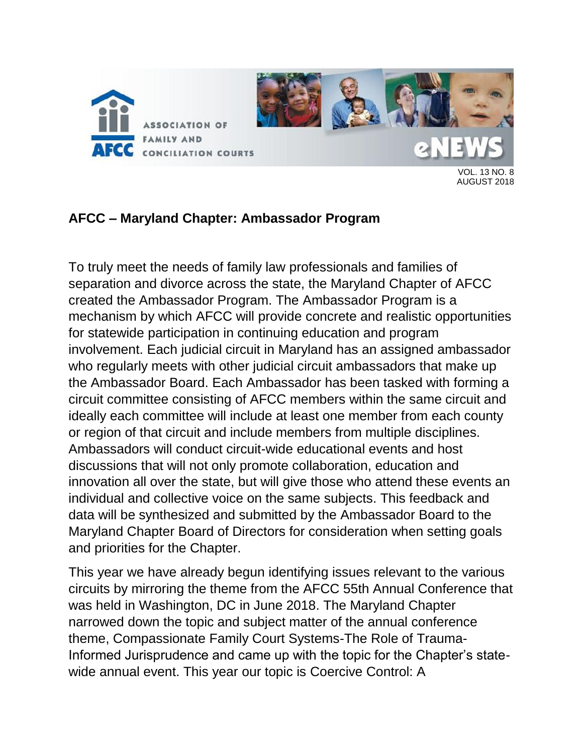## AFCC – Maryland Chapter: Ambassador Program

To truly meet the needs of family law professionals and families of separation and divorce across the state, the Maryland Chapter of AFCC created the Ambassador Program. The Ambassador Program is a mechanism by which AFCC will provide concrete and realistic opportunities for statewide participation in continuing education and program involvement. Each judicial circuit in Maryland has an assigned ambassador who regularly meets with other judicial circuit ambassadors that make up the Ambassador Board. Each Ambassador has been tasked with forming a circuit committee consisting of AFCC members within the same circuit and ideally each committee will include at least one member from each county or region of that circuit and include members from multiple disciplines. Ambassadors will conduct circuit-wide educational events and host discussions that will not only promote collaboration, education and innovation all over the state, but will give those who attend these events an individual and collective voice on the same subjects. This feedback and data will be synthesized and submitted by the Ambassador Board to the Maryland Chapter Board of Directors for consideration when setting goals and priorities for the Chapter.

This year we have already begun identifying issues relevant to the various circuits by mirroring the theme from the AFCC 55th Annual Conference that was held in Washington, DC in June 2018. The Maryland Chapter narrowed down the topic and subject matter of the annual conference theme, Compassionate Family Court Systems-The Role of Trauma-Informed Jurisprudence and came up with the topic for the Chapter's state-wide annual event. This year our topic is Coercive Control: A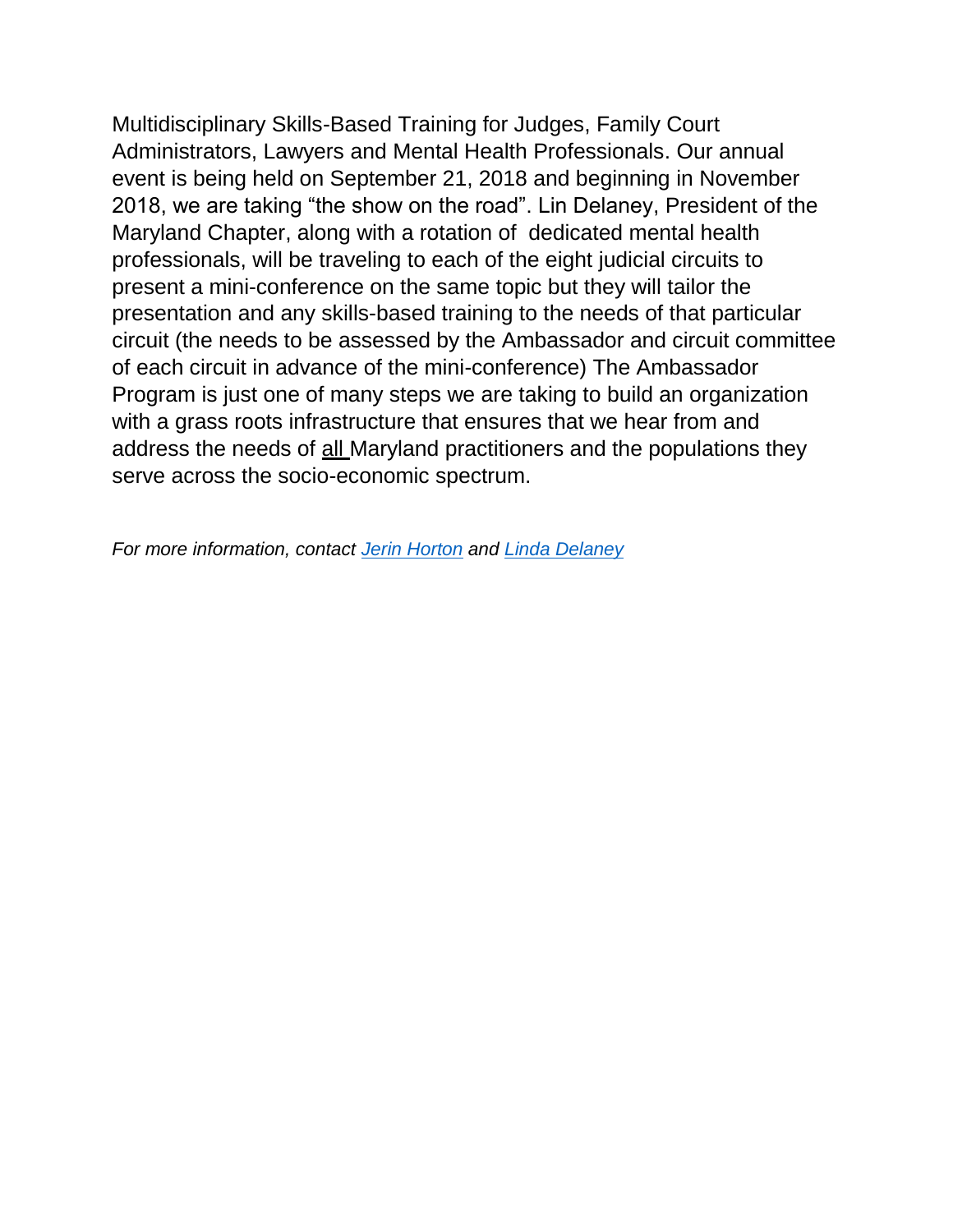Multidisciplinary Skills-Based Training for Judges, Family Court Administrators, Lawyers and Mental Health Professionals. Our annual event is being held on September 21, 2018 and beginning in November 2018, we are taking "the show on the road". Lin Delaney, President of the Maryland Chapter, along with a rotation of dedicated mental health professionals, will be traveling to each of the eight judicial circuits to present a mini-conference on the same topic but they will tailor the presentation and any skills-based training to the needs of that particular circuit (the needs to be assessed by the Ambassador and circuit committee of each circuit in advance of the mini-conference) The Ambassador Program is just one of many steps we are taking to build an organization with a grass roots infrastructure that ensures that we hear from and address the needs of <u>all</u> Maryland practitioners and the populations they serve across the socio-economic spectrum.

*For more information, contact Jerin Horton and Linda Delaney*